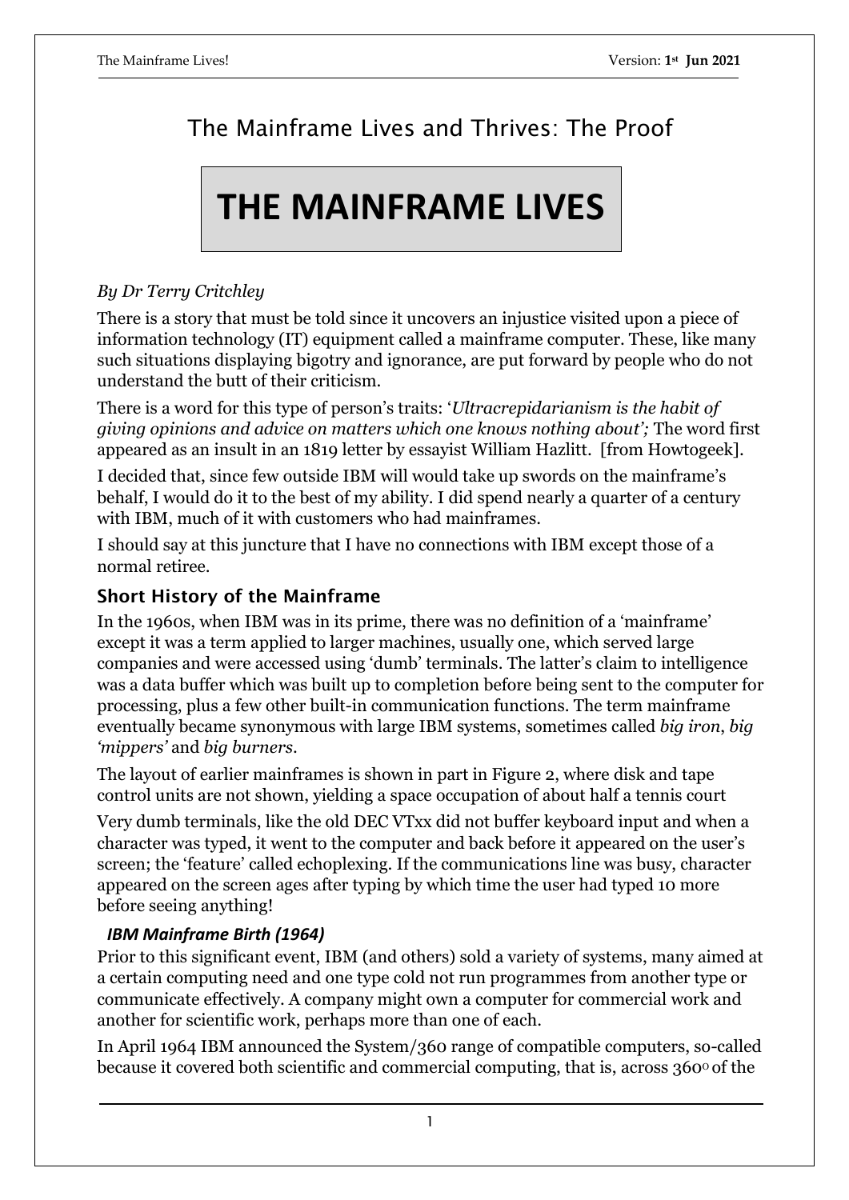# The Mainframe Lives and Thrives: The Proof

## THE MAINFRAME LIVES

*By Dr Terry Critchley*

There is a story that must be told since it uncovers an injustice visited upon a piece of information technology (IT) equipment called a mainframe computer. These, like many such situations displaying bigotry and ignorance, are put forward by people who do not understand the butt of their criticism.

There is a word for this type of person's traits: '*Ultracrepidarianism is the habit of giving opinions and advice on matters which one knows nothing about';* The word first appeared as an insult in an 1819 letter by essayist William Hazlitt. [from Howtogeek].

I decided that, since few outside IBM will would take up swords on the mainframe's behalf, I would do it to the best of my ability. I did spend nearly a quarter of a century with IBM, much of it with customers who had mainframes.

I should say at this juncture that I have no connections with IBM except those of a normal retiree.

### Short History of the Mainframe

In the 1960s, when IBM was in its prime, there was no definition of a 'mainframe' except it was a term applied to larger machines, usually one, which served large companies and were accessed using 'dumb' terminals. The latter's claim to intelligence was a data buffer which was built up to completion before being sent to the computer for processing, plus a few other built-in communication functions. The term mainframe eventually became synonymous with large IBM systems, sometimes called *big iron*, *big 'mippers'* and *big burners*.

The layout of earlier mainframes is shown in part in Figure 2, where disk and tape control units are not shown, yielding a space occupation of about half a tennis court

Very dumb terminals, like the old DEC VTxx did not buffer keyboard input and when a character was typed, it went to the computer and back before it appeared on the user's screen; the 'feature' called echoplexing. If the communications line was busy, character appeared on the screen ages after typing by which time the user had typed 10 more before seeing anything!

#### *IBM Mainframe Birth (1964)*

Prior to this significant event, IBM (and others) sold a variety of systems, many aimed at a certain computing need and one type cold not run programmes from another type or communicate effectively. A company might own a computer for commercial work and another for scientific work, perhaps more than one of each.

In April 1964 IBM announced the System/360 range of compatible computers, so-called because it covered both scientific and commercial computing, that is, across 360° of the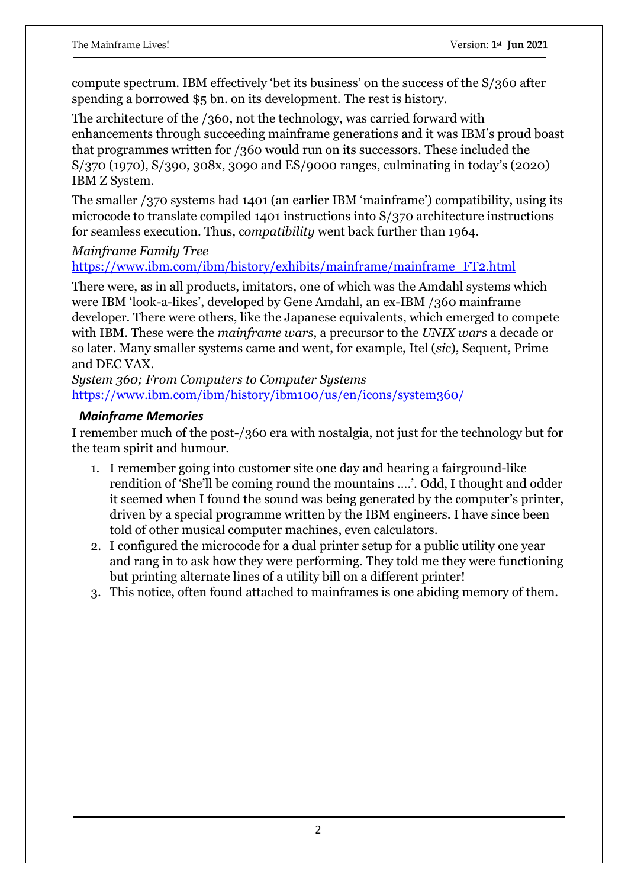compute spectrum. IBM effectively 'bet its business' on the success of the S/360 after spending a borrowed $5 bn. on its development. The rest is history.

The architecture of the /360, not the technology, was carried forward with enhancements through succeeding mainframe generations and it was IBM's proud boast that programmes written for /360 would run on its successors. These included the S/370 (1970), S/390, 308x, 3090 and ES/9000 ranges, culminating in today's (2020) IBM Z System.

The smaller /370 systems had 1401 (an earlier IBM 'mainframe') compatibility, using its microcode to translate compiled 1401 instructions into S/370 architecture instructions for seamless execution. Thus, c*ompatibility* went back further than 1964.

*Mainframe Family Tree*
https://www.ibm.com/ibm/history/exhibits/mainframe/mainframe_FT2.html

There were, as in all products, imitators, one of which was the Amdahl systems which were IBM 'look-a-likes', developed by Gene Amdahl, an ex-IBM /360 mainframe developer. There were others, like the Japanese equivalents, which emerged to compete with IBM. These were the *mainframe wars*, a precursor to the *UNIX wars* a decade or so later. Many smaller systems came and went, for example, Itel (*sic*), Sequent, Prime and DEC VAX.

*System 360; From Computers to Computer Systems*
https://www.ibm.com/ibm/history/ibm100/us/en/icons/system360/

### *Mainframe Memories*

I remember much of the post-/360 era with nostalgia, not just for the technology but for the team spirit and humour.

1. I remember going into customer site one day and hearing a fairground-like rendition of 'She'll be coming round the mountains ….'. Odd, I thought and odder it seemed when I found the sound was being generated by the computer's printer, driven by a special programme written by the IBM engineers. I have since been told of other musical computer machines, even calculators.
2. I configured the microcode for a dual printer setup for a public utility one year and rang in to ask how they were performing. They told me they were functioning but printing alternate lines of a utility bill on a different printer!
3. This notice, often found attached to mainframes is one abiding memory of them.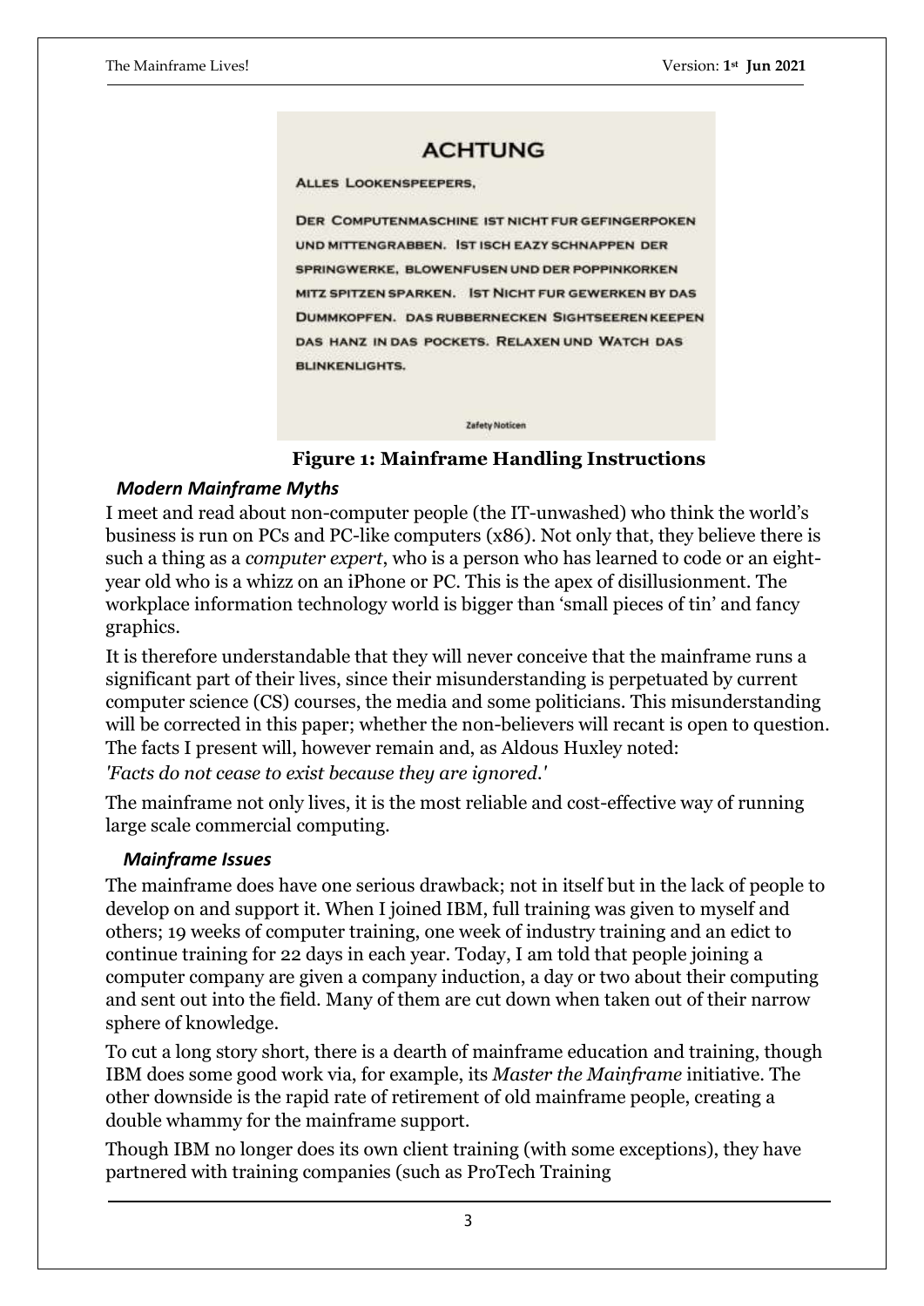**ACHTUNG**

ALLES LOOKENSPEEPERS,

DER COMPUTENMASCHINE IST NICHT FUR GEFINGERPOKEN UND MITTENGRABBEN. IST ISCH EAZY SCHNAPPEN DER SPRINGWERKE, BLOWENFUSEN UND DER POPPINKORKEN MITZ SPITZEN SPARKEN. IST NICHT FUR GEWERKEN BY DAS DUMMKOPFEN. DAS RUBBERNECKEN SIGHTSEEREN KEEPEN DAS HANZ IN DAS POCKETS. RELAXEN UND WATCH DAS BLINKENLIGHTS.

Zafety Noticen

**Figure 1: Mainframe Handling Instructions**

### *Modern Mainframe Myths*

I meet and read about non-computer people (the IT-unwashed) who think the world's business is run on PCs and PC-like computers (x86). Not only that, they believe there is such a thing as a *computer expert*, who is a person who has learned to code or an eight-year old who is a whizz on an iPhone or PC. This is the apex of disillusionment. The workplace information technology world is bigger than 'small pieces of tin' and fancy graphics.

It is therefore understandable that they will never conceive that the mainframe runs a significant part of their lives, since their misunderstanding is perpetuated by current computer science (CS) courses, the media and some politicians. This misunderstanding will be corrected in this paper; whether the non-believers will recant is open to question. The facts I present will, however remain and, as Aldous Huxley noted:

*'Facts do not cease to exist because they are ignored.'*

The mainframe not only lives, it is the most reliable and cost-effective way of running large scale commercial computing.

### *Mainframe Issues*

The mainframe does have one serious drawback; not in itself but in the lack of people to develop on and support it. When I joined IBM, full training was given to myself and others; 19 weeks of computer training, one week of industry training and an edict to continue training for 22 days in each year. Today, I am told that people joining a computer company are given a company induction, a day or two about their computing and sent out into the field. Many of them are cut down when taken out of their narrow sphere of knowledge.

To cut a long story short, there is a dearth of mainframe education and training, though IBM does some good work via, for example, its *Master the Mainframe* initiative. The other downside is the rapid rate of retirement of old mainframe people, creating a double whammy for the mainframe support.

Though IBM no longer does its own client training (with some exceptions), they have partnered with training companies (such as ProTech Training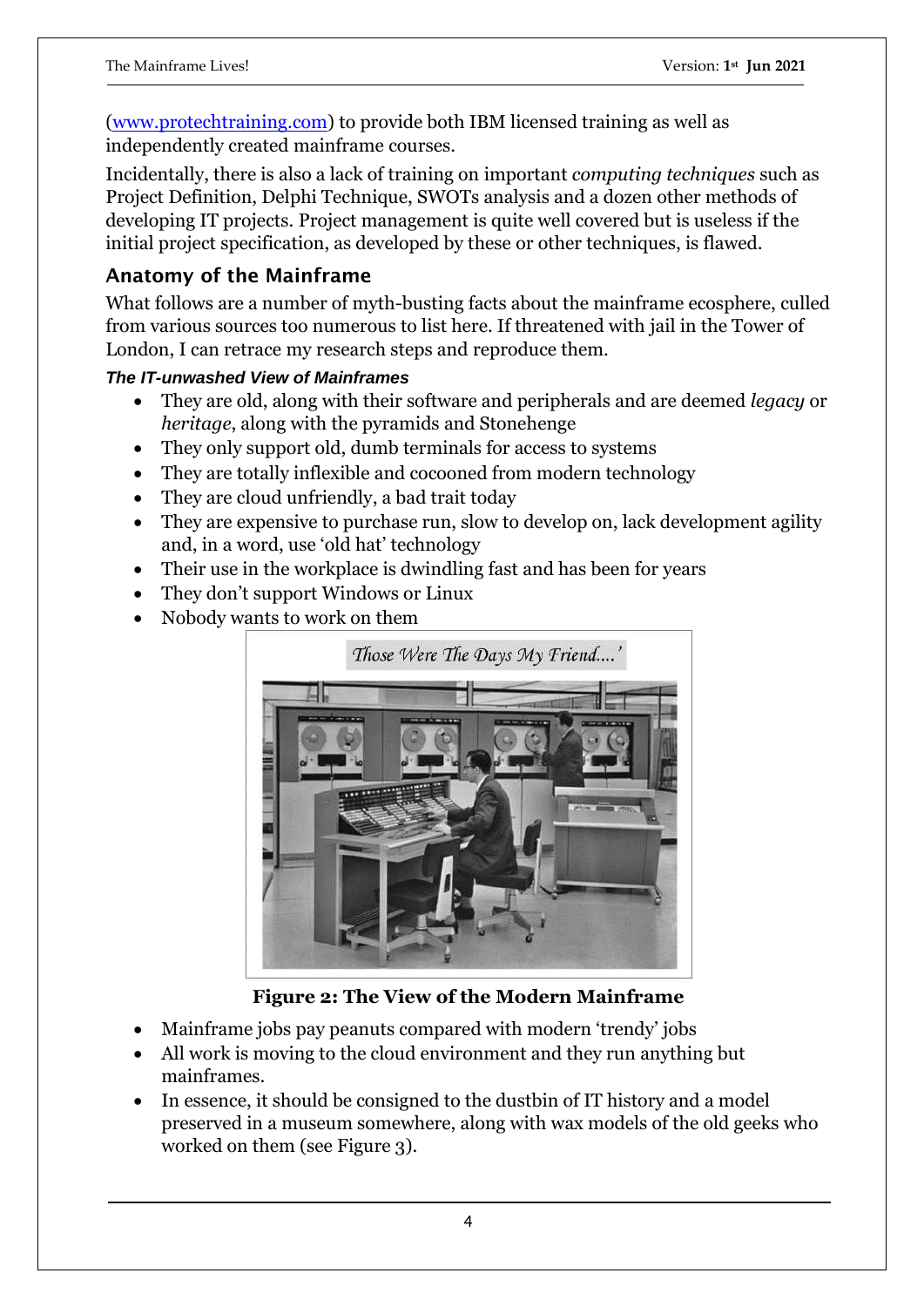([www.protechtraining.com](http://www.protechtraining.com)) to provide both IBM licensed training as well as independently created mainframe courses.

Incidentally, there is also a lack of training on important *computing techniques* such as Project Definition, Delphi Technique, SWOTs analysis and a dozen other methods of developing IT projects. Project management is quite well covered but is useless if the initial project specification, as developed by these or other techniques, is flawed.

## Anatomy of the Mainframe

What follows are a number of myth-busting facts about the mainframe ecosphere, culled from various sources too numerous to list here. If threatened with jail in the Tower of London, I can retrace my research steps and reproduce them.

### *The IT-unwashed View of Mainframes*

- They are old, along with their software and peripherals and are deemed *legacy* or *heritage*, along with the pyramids and Stonehenge
- They only support old, dumb terminals for access to systems
- They are totally inflexible and cocooned from modern technology
- They are cloud unfriendly, a bad trait today
- They are expensive to purchase run, slow to develop on, lack development agility and, in a word, use 'old hat' technology
- Their use in the workplace is dwindling fast and has been for years
- They don't support Windows or Linux
- Nobody wants to work on them

'Those Were The Days My Friend....'

**Figure 2: The View of the Modern Mainframe**

- Mainframe jobs pay peanuts compared with modern 'trendy' jobs
- All work is moving to the cloud environment and they run anything but mainframes.
- In essence, it should be consigned to the dustbin of IT history and a model preserved in a museum somewhere, along with wax models of the old geeks who worked on them (see Figure 3).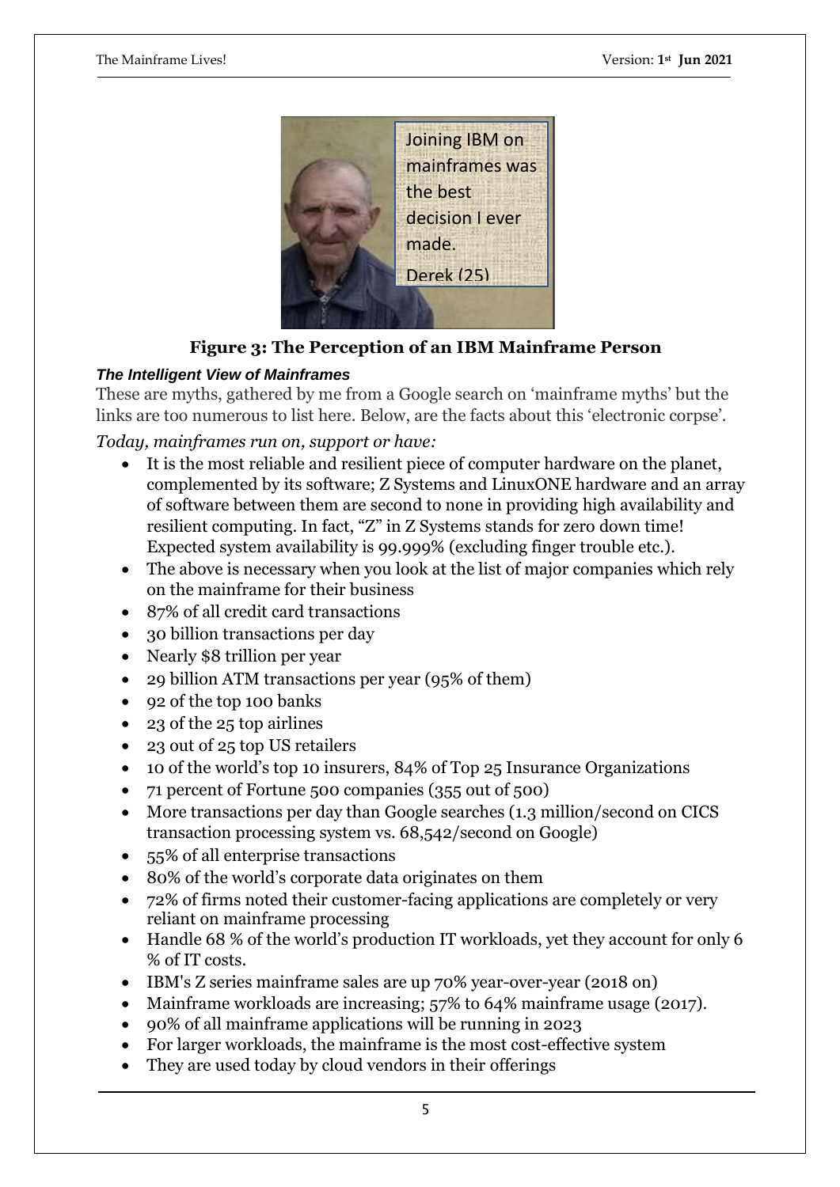**Figure 3: The Perception of an IBM Mainframe Person**

***The Intelligent View of Mainframes***

These are myths, gathered by me from a Google search on 'mainframe myths' but the links are too numerous to list here. Below, are the facts about this 'electronic corpse'.

*Today, mainframes run on, support or have:*

- It is the most reliable and resilient piece of computer hardware on the planet, complemented by its software; Z Systems and LinuxONE hardware and an array of software between them are second to none in providing high availability and resilient computing. In fact, "Z" in Z Systems stands for zero down time! Expected system availability is 99.999% (excluding finger trouble etc.).
- The above is necessary when you look at the list of major companies which rely on the mainframe for their business
- 87% of all credit card transactions
- 30 billion transactions per day
- Nearly $8 trillion per year
- 29 billion ATM transactions per year (95% of them)
- 92 of the top 100 banks
- 23 of the 25 top airlines
- 23 out of 25 top US retailers
- 10 of the world's top 10 insurers, 84% of Top 25 Insurance Organizations
- 71 percent of Fortune 500 companies (355 out of 500)
- More transactions per day than Google searches (1.3 million/second on CICS transaction processing system vs. 68,542/second on Google)
- 55% of all enterprise transactions
- 80% of the world's corporate data originates on them
- 72% of firms noted their customer-facing applications are completely or very reliant on mainframe processing
- Handle 68 % of the world's production IT workloads, yet they account for only 6 % of IT costs.
- IBM's Z series mainframe sales are up 70% year-over-year (2018 on)
- Mainframe workloads are increasing; 57% to 64% mainframe usage (2017).
- 90% of all mainframe applications will be running in 2023
- For larger workloads, the mainframe is the most cost-effective system
- They are used today by cloud vendors in their offerings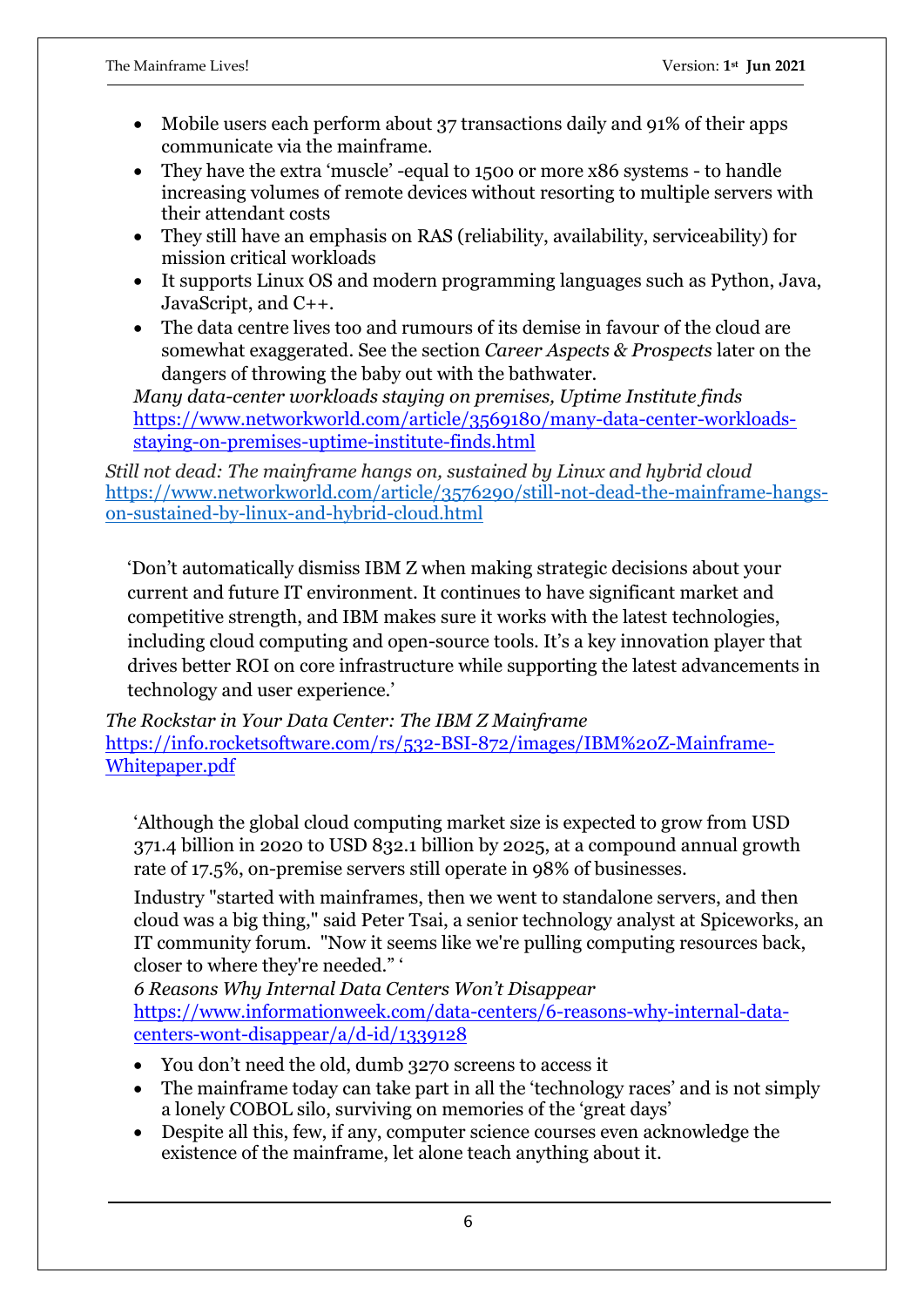- Mobile users each perform about 37 transactions daily and 91% of their apps communicate via the mainframe.
- They have the extra 'muscle' -equal to 1500 or more x86 systems - to handle increasing volumes of remote devices without resorting to multiple servers with their attendant costs
- They still have an emphasis on RAS (reliability, availability, serviceability) for mission critical workloads
- It supports Linux OS and modern programming languages such as Python, Java, JavaScript, and C++.
- The data centre lives too and rumours of its demise in favour of the cloud are somewhat exaggerated. See the section *Career Aspects & Prospects* later on the dangers of throwing the baby out with the bathwater.

  *Many data-center workloads staying on premises, Uptime Institute finds*
  https://www.networkworld.com/article/3569180/many-data-center-workloads-staying-on-premises-uptime-institute-finds.html

*Still not dead: The mainframe hangs on, sustained by Linux and hybrid cloud*
https://www.networkworld.com/article/3576290/still-not-dead-the-mainframe-hangs-on-sustained-by-linux-and-hybrid-cloud.html

> 'Don't automatically dismiss IBM Z when making strategic decisions about your current and future IT environment. It continues to have significant market and competitive strength, and IBM makes sure it works with the latest technologies, including cloud computing and open-source tools. It's a key innovation player that drives better ROI on core infrastructure while supporting the latest advancements in technology and user experience.'

*The Rockstar in Your Data Center: The IBM Z Mainframe*
https://info.rocketsoftware.com/rs/532-BSI-872/images/IBM%20Z-Mainframe-Whitepaper.pdf

> 'Although the global cloud computing market size is expected to grow from USD 371.4 billion in 2020 to USD 832.1 billion by 2025, at a compound annual growth rate of 17.5%, on-premise servers still operate in 98% of businesses.
>
> Industry "started with mainframes, then we went to standalone servers, and then cloud was a big thing," said Peter Tsai, a senior technology analyst at Spiceworks, an IT community forum. "Now it seems like we're pulling computing resources back, closer to where they're needed." '
>
> *6 Reasons Why Internal Data Centers Won't Disappear*
> https://www.informationweek.com/data-centers/6-reasons-why-internal-data-centers-wont-disappear/a/d-id/1339128

- You don't need the old, dumb 3270 screens to access it
- The mainframe today can take part in all the 'technology races' and is not simply a lonely COBOL silo, surviving on memories of the 'great days'
- Despite all this, few, if any, computer science courses even acknowledge the existence of the mainframe, let alone teach anything about it.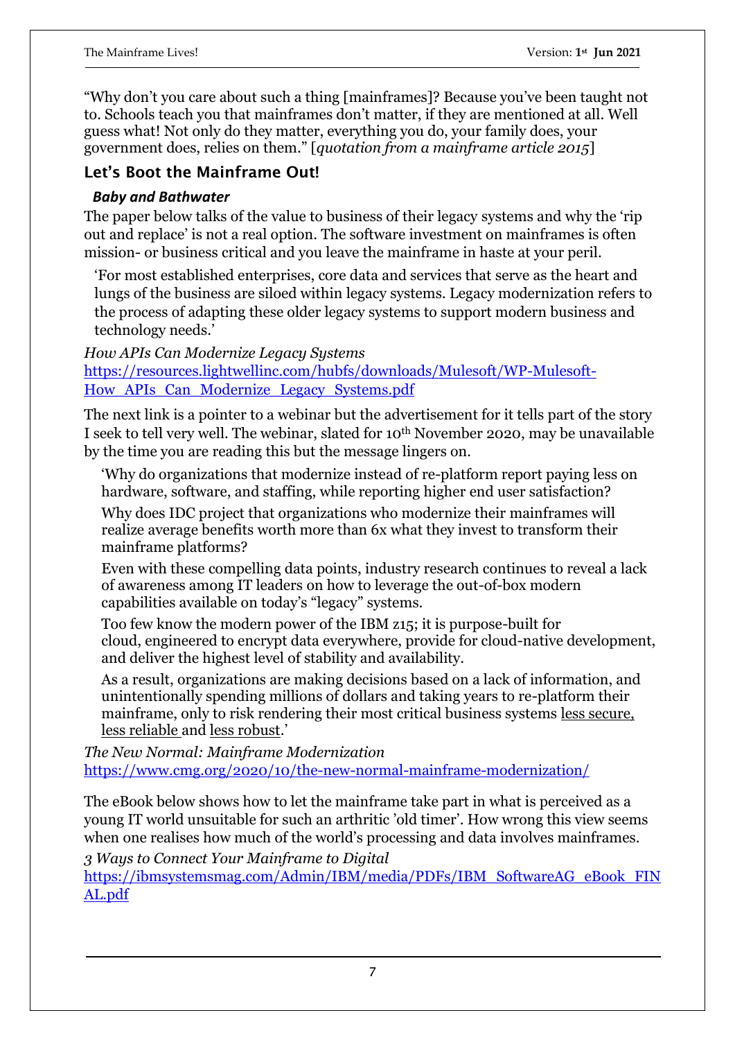"Why don't you care about such a thing [mainframes]? Because you've been taught not to. Schools teach you that mainframes don't matter, if they are mentioned at all. Well guess what! Not only do they matter, everything you do, your family does, your government does, relies on them." [*quotation from a mainframe article 2015*]

## Let's Boot the Mainframe Out!

### *Baby and Bathwater*

The paper below talks of the value to business of their legacy systems and why the 'rip out and replace' is not a real option. The software investment on mainframes is often mission- or business critical and you leave the mainframe in haste at your peril.

> 'For most established enterprises, core data and services that serve as the heart and lungs of the business are siloed within legacy systems. Legacy modernization refers to the process of adapting these older legacy systems to support modern business and technology needs.'

*How APIs Can Modernize Legacy Systems*
[https://resources.lightwellinc.com/hubfs/downloads/Mulesoft/WP-Mulesoft-How_APIs_Can_Modernize_Legacy_Systems.pdf](https://resources.lightwellinc.com/hubfs/downloads/Mulesoft/WP-Mulesoft-How_APIs_Can_Modernize_Legacy_Systems.pdf)

The next link is a pointer to a webinar but the advertisement for it tells part of the story I seek to tell very well. The webinar, slated for 10th November 2020, may be unavailable by the time you are reading this but the message lingers on.

> 'Why do organizations that modernize instead of re-platform report paying less on hardware, software, and staffing, while reporting higher end user satisfaction?
>
> Why does IDC project that organizations who modernize their mainframes will realize average benefits worth more than 6x what they invest to transform their mainframe platforms?
>
> Even with these compelling data points, industry research continues to reveal a lack of awareness among IT leaders on how to leverage the out-of-box modern capabilities available on today's "legacy" systems.
>
> Too few know the modern power of the IBM z15; it is purpose-built for cloud, engineered to encrypt data everywhere, provide for cloud-native development, and deliver the highest level of stability and availability.
>
> As a result, organizations are making decisions based on a lack of information, and unintentionally spending millions of dollars and taking years to re-platform their mainframe, only to risk rendering their most critical business systems <u>less secure,</u> <u>less reliable</u> and <u>less robust</u>.'

*The New Normal: Mainframe Modernization*
[https://www.cmg.org/2020/10/the-new-normal-mainframe-modernization/](https://www.cmg.org/2020/10/the-new-normal-mainframe-modernization/)

The eBook below shows how to let the mainframe take part in what is perceived as a young IT world unsuitable for such an arthritic 'old timer'. How wrong this view seems when one realises how much of the world's processing and data involves mainframes.

*3 Ways to Connect Your Mainframe to Digital*
[https://ibmsystemsmag.com/Admin/IBM/media/PDFs/IBM_SoftwareAG_eBook_FINAL.pdf](https://ibmsystemsmag.com/Admin/IBM/media/PDFs/IBM_SoftwareAG_eBook_FINAL.pdf)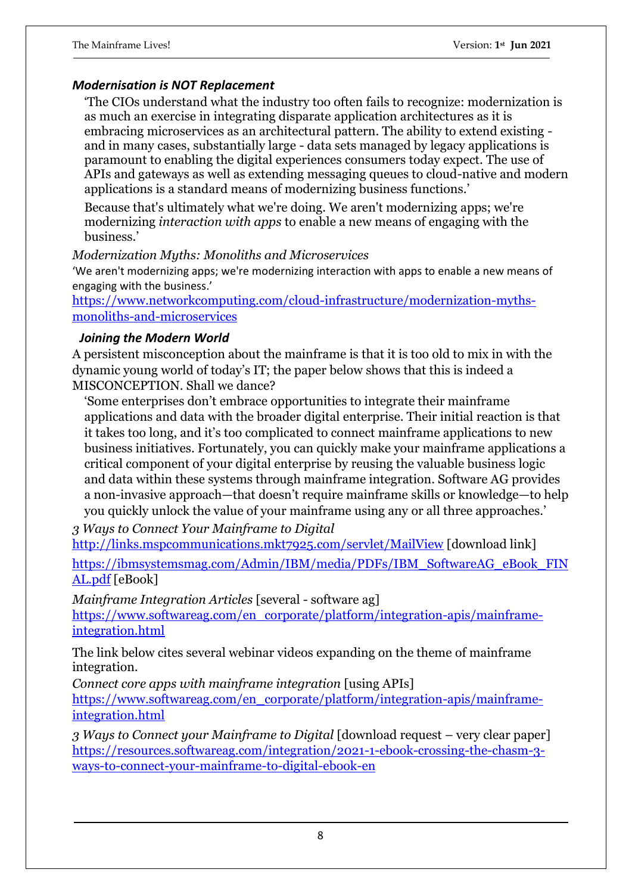### *Modernisation is NOT Replacement*

> 'The CIOs understand what the industry too often fails to recognize: modernization is as much an exercise in integrating disparate application architectures as it is embracing microservices as an architectural pattern. The ability to extend existing - and in many cases, substantially large - data sets managed by legacy applications is paramount to enabling the digital experiences consumers today expect. The use of APIs and gateways as well as extending messaging queues to cloud-native and modern applications is a standard means of modernizing business functions.'
>
> Because that's ultimately what we're doing. We aren't modernizing apps; we're modernizing *interaction with apps* to enable a new means of engaging with the business.'

*Modernization Myths: Monoliths and Microservices*

'We aren't modernizing apps; we're modernizing interaction with apps to enable a new means of engaging with the business.'

https://www.networkcomputing.com/cloud-infrastructure/modernization-myths-monoliths-and-microservices

### *Joining the Modern World*

A persistent misconception about the mainframe is that it is too old to mix in with the dynamic young world of today's IT; the paper below shows that this is indeed a MISCONCEPTION. Shall we dance?

> 'Some enterprises don't embrace opportunities to integrate their mainframe applications and data with the broader digital enterprise. Their initial reaction is that it takes too long, and it's too complicated to connect mainframe applications to new business initiatives. Fortunately, you can quickly make your mainframe applications a critical component of your digital enterprise by reusing the valuable business logic and data within these systems through mainframe integration. Software AG provides a non-invasive approach—that doesn't require mainframe skills or knowledge—to help you quickly unlock the value of your mainframe using any or all three approaches.'

*3 Ways to Connect Your Mainframe to Digital*
http://links.mspcommunications.mkt7925.com/servlet/MailView [download link]

https://ibmsystemsmag.com/Admin/IBM/media/PDFs/IBM_SoftwareAG_eBook_FINAL.pdf [eBook]

*Mainframe Integration Articles* [several - software ag]
https://www.softwareag.com/en_corporate/platform/integration-apis/mainframe-integration.html

The link below cites several webinar videos expanding on the theme of mainframe integration.

*Connect core apps with mainframe integration* [using APIs]
https://www.softwareag.com/en_corporate/platform/integration-apis/mainframe-integration.html

*3 Ways to Connect your Mainframe to Digital* [download request – very clear paper]
https://resources.softwareag.com/integration/2021-1-ebook-crossing-the-chasm-3-ways-to-connect-your-mainframe-to-digital-ebook-en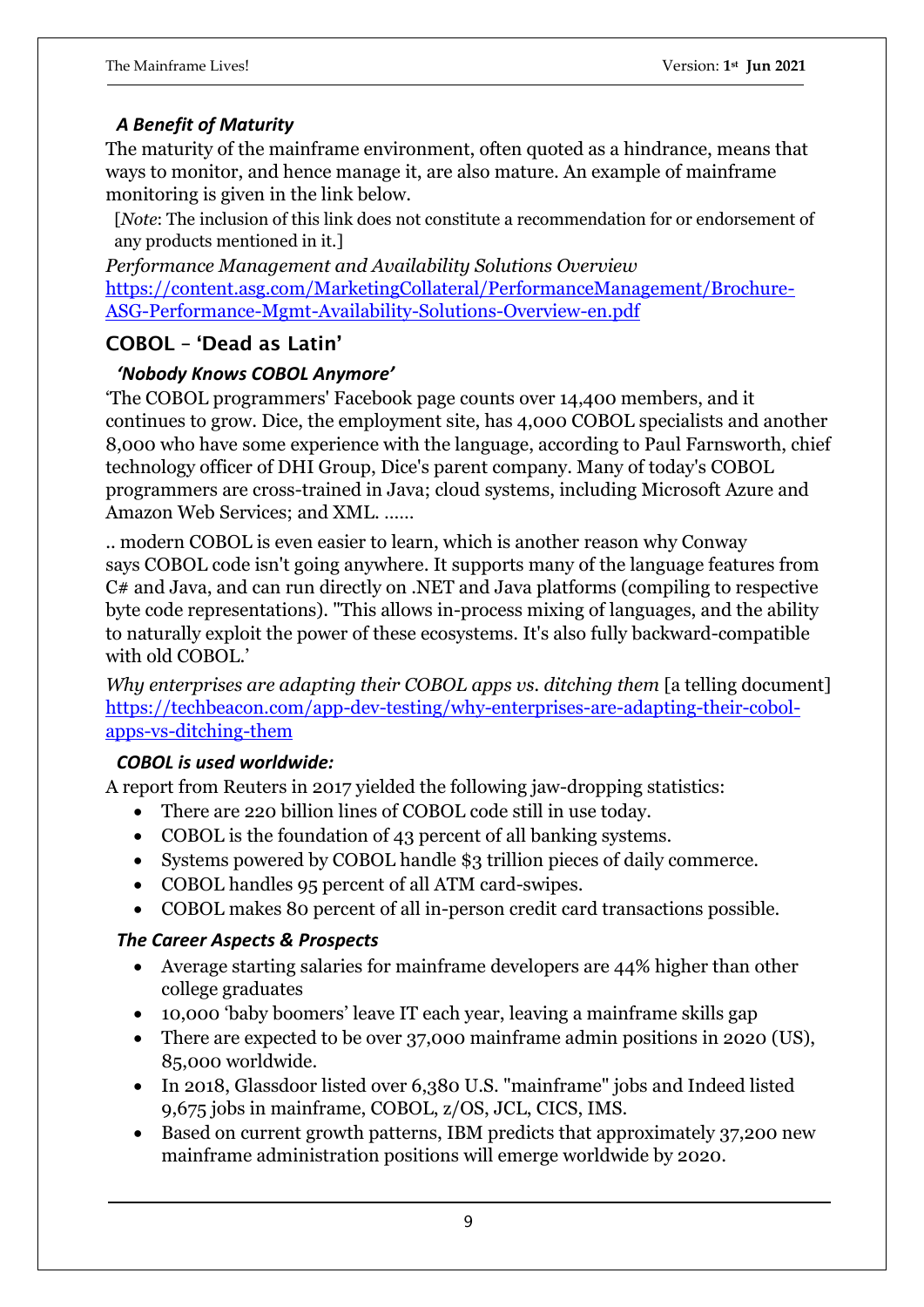### *A Benefit of Maturity*

The maturity of the mainframe environment, often quoted as a hindrance, means that ways to monitor, and hence manage it, are also mature. An example of mainframe monitoring is given in the link below.

[*Note*: The inclusion of this link does not constitute a recommendation for or endorsement of any products mentioned in it.]

*Performance Management and Availability Solutions Overview*
https://content.asg.com/MarketingCollateral/PerformanceManagement/Brochure-ASG-Performance-Mgmt-Availability-Solutions-Overview-en.pdf

## COBOL – 'Dead as Latin'

### *'Nobody Knows COBOL Anymore'*

'The COBOL programmers' Facebook page counts over 14,400 members, and it continues to grow. Dice, the employment site, has 4,000 COBOL specialists and another 8,000 who have some experience with the language, according to Paul Farnsworth, chief technology officer of DHI Group, Dice's parent company. Many of today's COBOL programmers are cross-trained in Java; cloud systems, including Microsoft Azure and Amazon Web Services; and XML. ……

.. modern COBOL is even easier to learn, which is another reason why Conway says COBOL code isn't going anywhere. It supports many of the language features from C# and Java, and can run directly on .NET and Java platforms (compiling to respective byte code representations). "This allows in-process mixing of languages, and the ability to naturally exploit the power of these ecosystems. It's also fully backward-compatible with old COBOL.'

*Why enterprises are adapting their COBOL apps vs. ditching them* [a telling document]
https://techbeacon.com/app-dev-testing/why-enterprises-are-adapting-their-cobol-apps-vs-ditching-them

### *COBOL is used worldwide:*

A report from Reuters in 2017 yielded the following jaw-dropping statistics:

- There are 220 billion lines of COBOL code still in use today.
- COBOL is the foundation of 43 percent of all banking systems.
- Systems powered by COBOL handle $3 trillion pieces of daily commerce.
- COBOL handles 95 percent of all ATM card-swipes.
- COBOL makes 80 percent of all in-person credit card transactions possible.

### *The Career Aspects & Prospects*

- Average starting salaries for mainframe developers are 44% higher than other college graduates
- 10,000 'baby boomers' leave IT each year, leaving a mainframe skills gap
- There are expected to be over 37,000 mainframe admin positions in 2020 (US), 85,000 worldwide.
- In 2018, Glassdoor listed over 6,380 U.S. "mainframe" jobs and Indeed listed 9,675 jobs in mainframe, COBOL, z/OS, JCL, CICS, IMS.
- Based on current growth patterns, IBM predicts that approximately 37,200 new mainframe administration positions will emerge worldwide by 2020.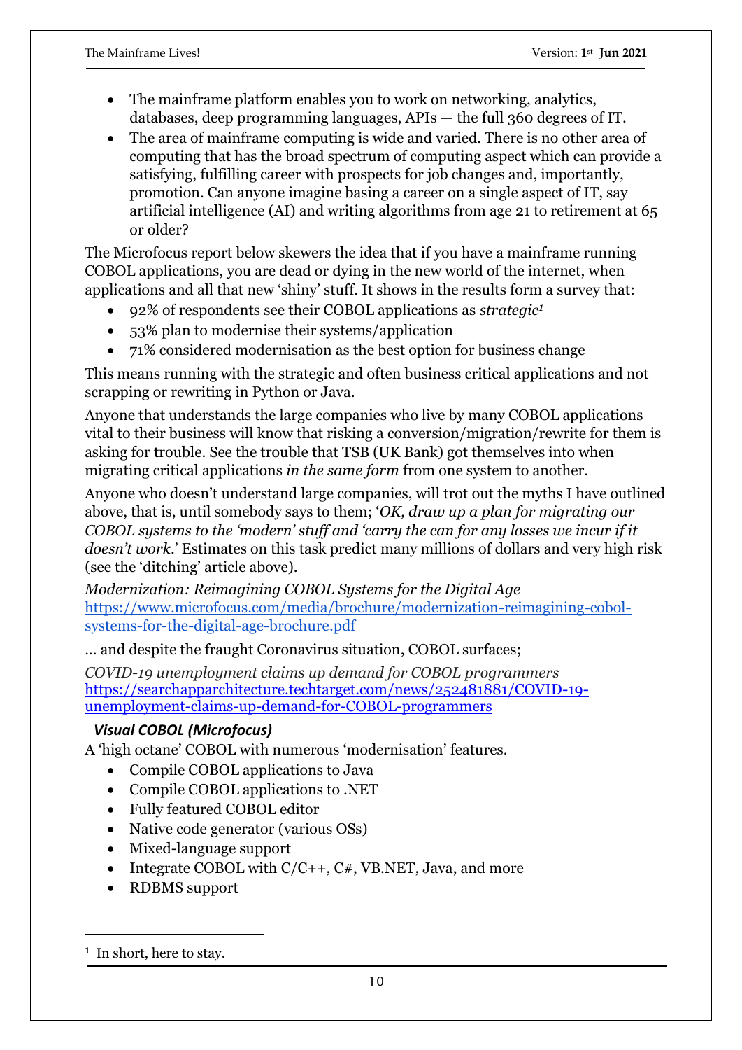- The mainframe platform enables you to work on networking, analytics, databases, deep programming languages, APIs — the full 360 degrees of IT.
- The area of mainframe computing is wide and varied. There is no other area of computing that has the broad spectrum of computing aspect which can provide a satisfying, fulfilling career with prospects for job changes and, importantly, promotion. Can anyone imagine basing a career on a single aspect of IT, say artificial intelligence (AI) and writing algorithms from age 21 to retirement at 65 or older?

The Microfocus report below skewers the idea that if you have a mainframe running COBOL applications, you are dead or dying in the new world of the internet, when applications and all that new 'shiny' stuff. It shows in the results form a survey that:

- 92% of respondents see their COBOL applications as *strategic*[1]
- 53% plan to modernise their systems/application
- 71% considered modernisation as the best option for business change

This means running with the strategic and often business critical applications and not scrapping or rewriting in Python or Java.

Anyone that understands the large companies who live by many COBOL applications vital to their business will know that risking a conversion/migration/rewrite for them is asking for trouble. See the trouble that TSB (UK Bank) got themselves into when migrating critical applications *in the same form* from one system to another.

Anyone who doesn't understand large companies, will trot out the myths I have outlined above, that is, until somebody says to them; '*OK, draw up a plan for migrating our COBOL systems to the 'modern' stuff and 'carry the can for any losses we incur if it doesn't work*.' Estimates on this task predict many millions of dollars and very high risk (see the 'ditching' article above).

*Modernization: Reimagining COBOL Systems for the Digital Age*
https://www.microfocus.com/media/brochure/modernization-reimagining-cobol-systems-for-the-digital-age-brochure.pdf

… and despite the fraught Coronavirus situation, COBOL surfaces;

*COVID-19 unemployment claims up demand for COBOL programmers*
https://searchapparchitecture.techtarget.com/news/252481881/COVID-19-unemployment-claims-up-demand-for-COBOL-programmers

### *Visual COBOL (Microfocus)*

A 'high octane' COBOL with numerous 'modernisation' features.

- Compile COBOL applications to Java
- Compile COBOL applications to .NET
- Fully featured COBOL editor
- Native code generator (various OSs)
- Mixed-language support
- Integrate COBOL with C/C++, C#, VB.NET, Java, and more
- RDBMS support

[1] In short, here to stay.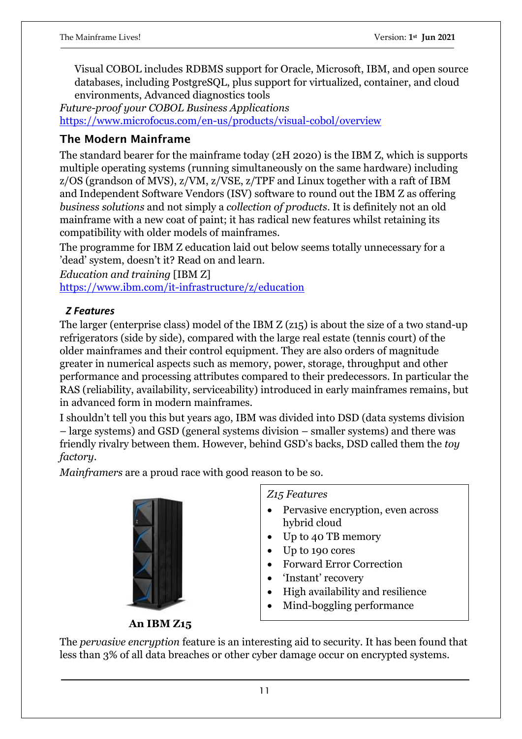Visual COBOL includes RDBMS support for Oracle, Microsoft, IBM, and open source databases, including PostgreSQL, plus support for virtualized, container, and cloud environments, Advanced diagnostics tools

*Future-proof your COBOL Business Applications*
https://www.microfocus.com/en-us/products/visual-cobol/overview

## The Modern Mainframe

The standard bearer for the mainframe today (2H 2020) is the IBM Z, which is supports multiple operating systems (running simultaneously on the same hardware) including z/OS (grandson of MVS), z/VM, z/VSE, z/TPF and Linux together with a raft of IBM and Independent Software Vendors (ISV) software to round out the IBM Z as offering *business solutions* and not simply a *collection of products*. It is definitely not an old mainframe with a new coat of paint; it has radical new features whilst retaining its compatibility with older models of mainframes.

The programme for IBM Z education laid out below seems totally unnecessary for a 'dead' system, doesn't it? Read on and learn.

*Education and training* [IBM Z]
https://www.ibm.com/it-infrastructure/z/education

### *Z Features*

The larger (enterprise class) model of the IBM Z (z15) is about the size of a two stand-up refrigerators (side by side), compared with the large real estate (tennis court) of the older mainframes and their control equipment. They are also orders of magnitude greater in numerical aspects such as memory, power, storage, throughput and other performance and processing attributes compared to their predecessors. In particular the RAS (reliability, availability, serviceability) introduced in early mainframes remains, but in advanced form in modern mainframes.

I shouldn't tell you this but years ago, IBM was divided into DSD (data systems division – large systems) and GSD (general systems division – smaller systems) and there was friendly rivalry between them. However, behind GSD's backs, DSD called them the *toy factory*.

*Mainframers* are a proud race with good reason to be so.

**An IBM Z15**

*Z15 Features*

- Pervasive encryption, even across hybrid cloud
- Up to 40 TB memory
- Up to 190 cores
- Forward Error Correction
- 'Instant' recovery
- High availability and resilience
- Mind-boggling performance

The *pervasive encryption* feature is an interesting aid to security. It has been found that less than 3% of all data breaches or other cyber damage occur on encrypted systems.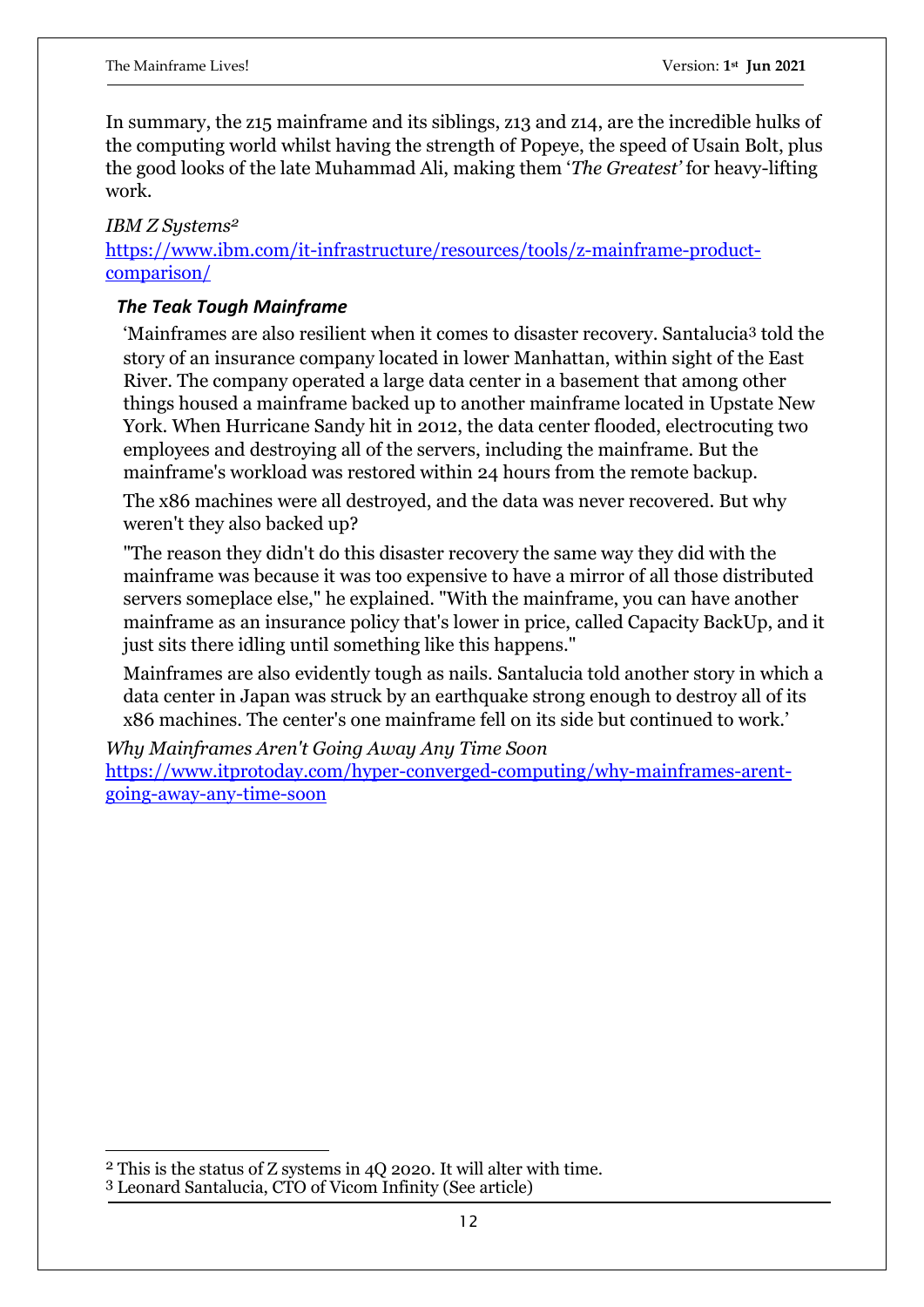In summary, the z15 mainframe and its siblings, z13 and z14, are the incredible hulks of the computing world whilst having the strength of Popeye, the speed of Usain Bolt, plus the good looks of the late Muhammad Ali, making them '*The Greatest'* for heavy-lifting work.

*IBM Z Systems*[2]
https://www.ibm.com/it-infrastructure/resources/tools/z-mainframe-product-comparison/

### *The Teak Tough Mainframe*

'Mainframes are also resilient when it comes to disaster recovery. Santalucia[3] told the story of an insurance company located in lower Manhattan, within sight of the East River. The company operated a large data center in a basement that among other things housed a mainframe backed up to another mainframe located in Upstate New York. When Hurricane Sandy hit in 2012, the data center flooded, electrocuting two employees and destroying all of the servers, including the mainframe. But the mainframe's workload was restored within 24 hours from the remote backup.

The x86 machines were all destroyed, and the data was never recovered. But why weren't they also backed up?

"The reason they didn't do this disaster recovery the same way they did with the mainframe was because it was too expensive to have a mirror of all those distributed servers someplace else," he explained. "With the mainframe, you can have another mainframe as an insurance policy that's lower in price, called Capacity BackUp, and it just sits there idling until something like this happens."

Mainframes are also evidently tough as nails. Santalucia told another story in which a data center in Japan was struck by an earthquake strong enough to destroy all of its x86 machines. The center's one mainframe fell on its side but continued to work.'

*Why Mainframes Aren't Going Away Any Time Soon*
https://www.itprotoday.com/hyper-converged-computing/why-mainframes-arent-going-away-any-time-soon

---

[2] This is the status of Z systems in 4Q 2020. It will alter with time.
[3] Leonard Santalucia, CTO of Vicom Infinity (See article)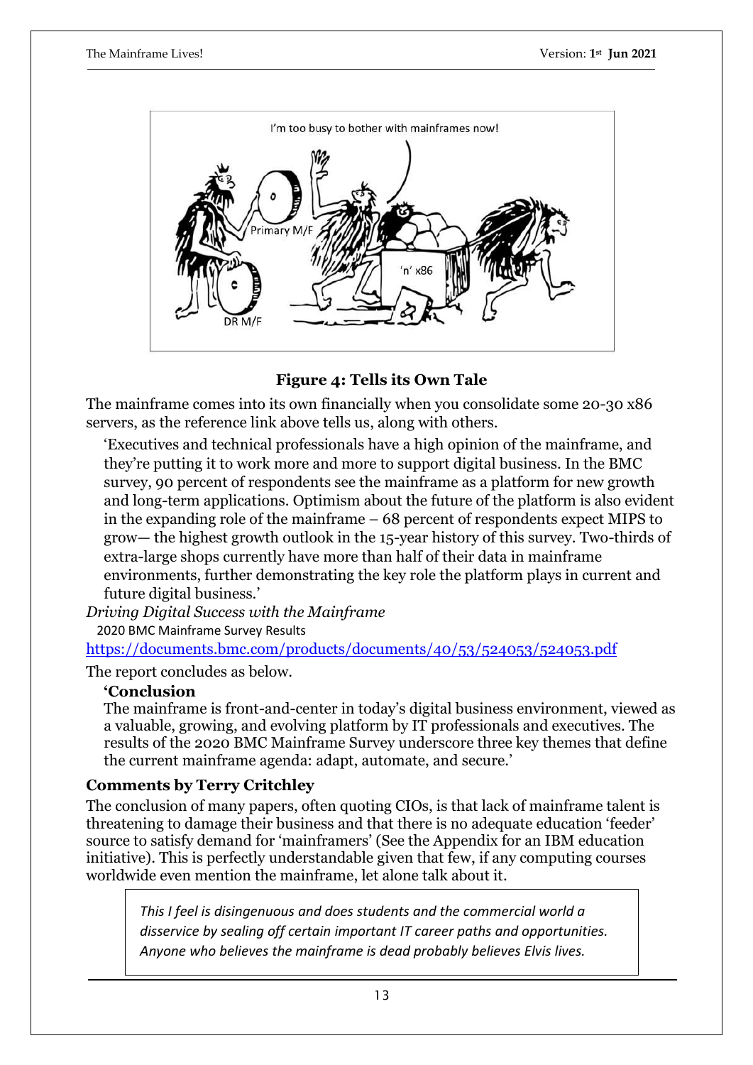**Figure 4: Tells its Own Tale**

The mainframe comes into its own financially when you consolidate some 20-30 x86 servers, as the reference link above tells us, along with others.

> 'Executives and technical professionals have a high opinion of the mainframe, and they're putting it to work more and more to support digital business. In the BMC survey, 90 percent of respondents see the mainframe as a platform for new growth and long-term applications. Optimism about the future of the platform is also evident in the expanding role of the mainframe – 68 percent of respondents expect MIPS to grow— the highest growth outlook in the 15-year history of this survey. Two-thirds of extra-large shops currently have more than half of their data in mainframe environments, further demonstrating the key role the platform plays in current and future digital business.'

*Driving Digital Success with the Mainframe*
2020 BMC Mainframe Survey Results
https://documents.bmc.com/products/documents/40/53/524053/524053.pdf

The report concludes as below.

> **'Conclusion**
> The mainframe is front-and-center in today's digital business environment, viewed as a valuable, growing, and evolving platform by IT professionals and executives. The results of the 2020 BMC Mainframe Survey underscore three key themes that define the current mainframe agenda: adapt, automate, and secure.'

### Comments by Terry Critchley

The conclusion of many papers, often quoting CIOs, is that lack of mainframe talent is threatening to damage their business and that there is no adequate education 'feeder' source to satisfy demand for 'mainframers' (See the Appendix for an IBM education initiative). This is perfectly understandable given that few, if any computing courses worldwide even mention the mainframe, let alone talk about it.

> *This I feel is disingenuous and does students and the commercial world a disservice by sealing off certain important IT career paths and opportunities. Anyone who believes the mainframe is dead probably believes Elvis lives.*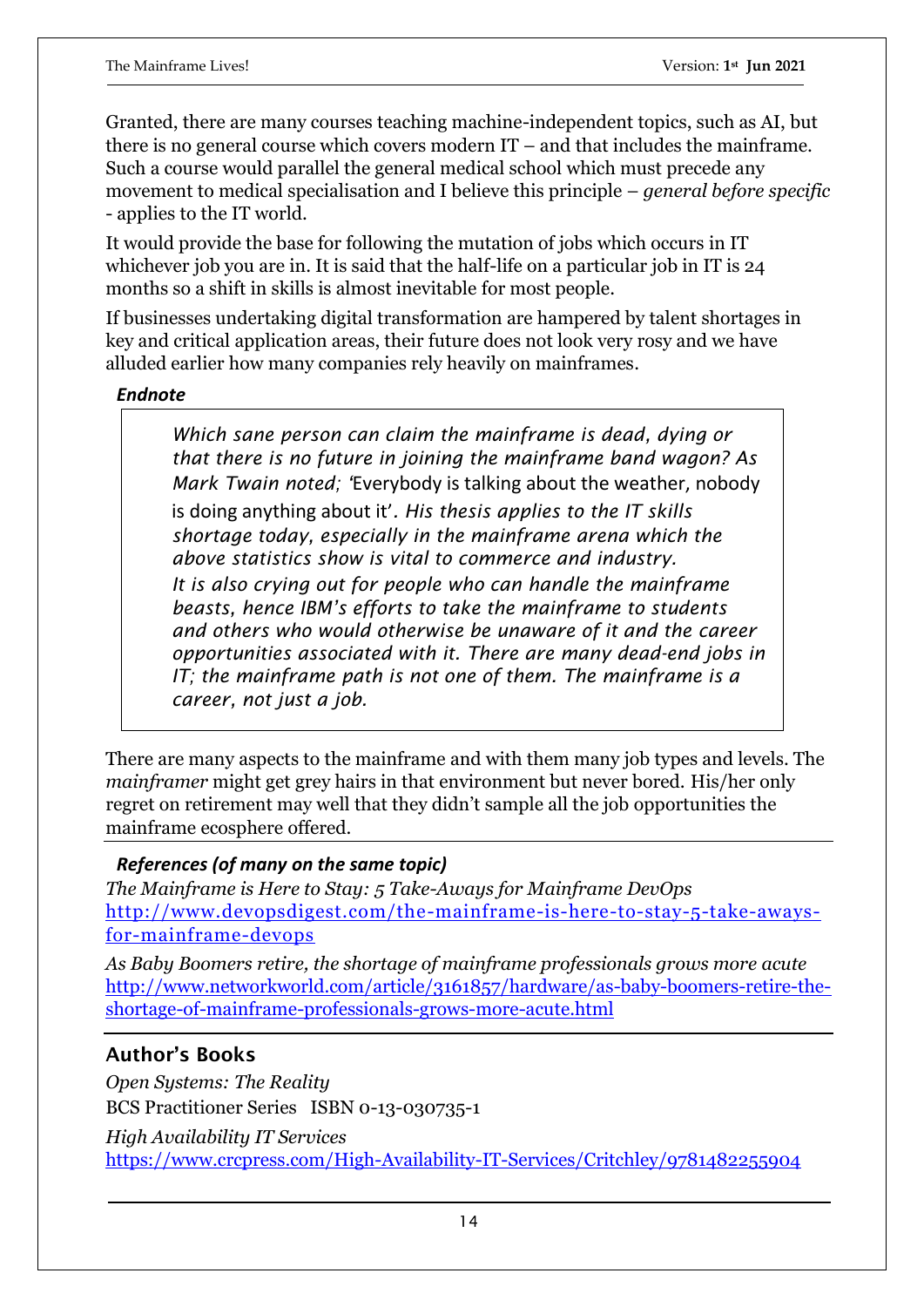Granted, there are many courses teaching machine-independent topics, such as AI, but there is no general course which covers modern IT – and that includes the mainframe. Such a course would parallel the general medical school which must precede any movement to medical specialisation and I believe this principle – *general before specific* - applies to the IT world.

It would provide the base for following the mutation of jobs which occurs in IT whichever job you are in. It is said that the half-life on a particular job in IT is 24 months so a shift in skills is almost inevitable for most people.

If businesses undertaking digital transformation are hampered by talent shortages in key and critical application areas, their future does not look very rosy and we have alluded earlier how many companies rely heavily on mainframes.

### *Endnote*

> *Which sane person can claim the mainframe is dead, dying or that there is no future in joining the mainframe band wagon? As Mark Twain noted;* 'Everybody is talking about the weather, nobody is doing anything about it'*. His thesis applies to the IT skills shortage today, especially in the mainframe arena which the above statistics show is vital to commerce and industry.*
> *It is also crying out for people who can handle the mainframe beasts, hence IBM's efforts to take the mainframe to students and others who would otherwise be unaware of it and the career opportunities associated with it. There are many dead-end jobs in IT; the mainframe path is not one of them. The mainframe is a career, not just a job.*

There are many aspects to the mainframe and with them many job types and levels. The *mainframer* might get grey hairs in that environment but never bored. His/her only regret on retirement may well that they didn't sample all the job opportunities the mainframe ecosphere offered.

### *References (of many on the same topic)*

*The Mainframe is Here to Stay: 5 Take-Aways for Mainframe DevOps*
http://www.devopsdigest.com/the-mainframe-is-here-to-stay-5-take-aways-for-mainframe-devops

*As Baby Boomers retire, the shortage of mainframe professionals grows more acute*
http://www.networkworld.com/article/3161857/hardware/as-baby-boomers-retire-the-shortage-of-mainframe-professionals-grows-more-acute.html

## Author's Books

*Open Systems: The Reality*
BCS Practitioner Series ISBN 0-13-030735-1

*High Availability IT Services*
https://www.crcpress.com/High-Availability-IT-Services/Critchley/9781482255904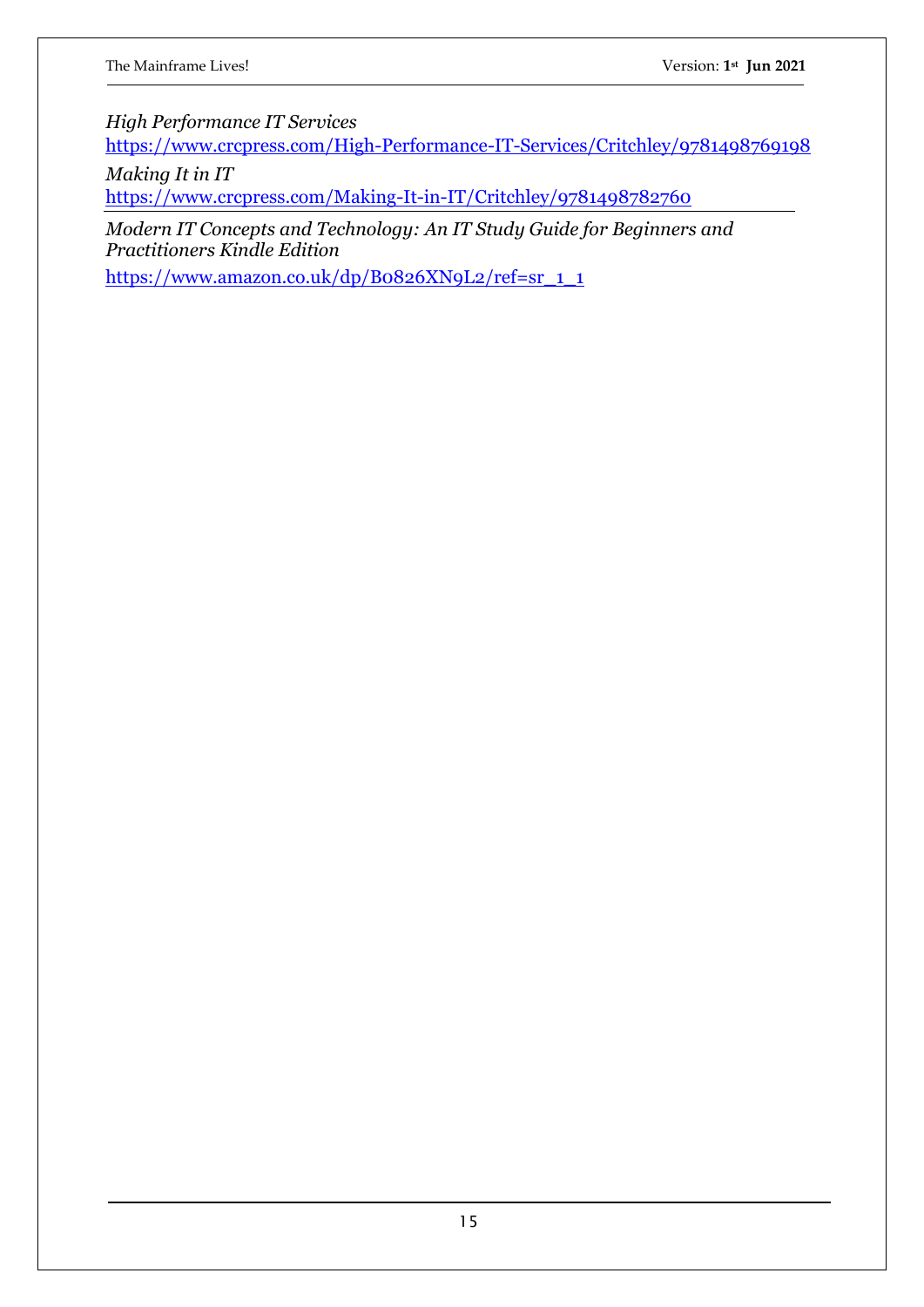*High Performance IT Services*
https://www.crcpress.com/High-Performance-IT-Services/Critchley/9781498769198

*Making It in IT*
https://www.crcpress.com/Making-It-in-IT/Critchley/9781498782760

---

*Modern IT Concepts and Technology: An IT Study Guide for Beginners and Practitioners Kindle Edition*

https://www.amazon.co.uk/dp/B0826XN9L2/ref=sr_1_1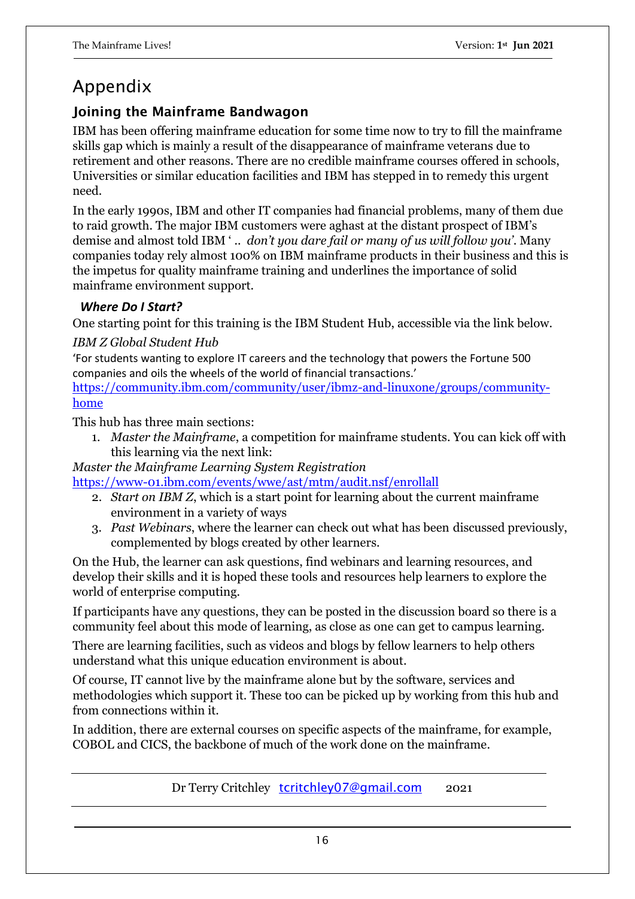# Appendix

## Joining the Mainframe Bandwagon

IBM has been offering mainframe education for some time now to try to fill the mainframe skills gap which is mainly a result of the disappearance of mainframe veterans due to retirement and other reasons. There are no credible mainframe courses offered in schools, Universities or similar education facilities and IBM has stepped in to remedy this urgent need.

In the early 1990s, IBM and other IT companies had financial problems, many of them due to raid growth. The major IBM customers were aghast at the distant prospect of IBM's demise and almost told IBM ' .. *don't you dare fail or many of us will follow you'*. Many companies today rely almost 100% on IBM mainframe products in their business and this is the impetus for quality mainframe training and underlines the importance of solid mainframe environment support.

### *Where Do I Start?*

One starting point for this training is the IBM Student Hub, accessible via the link below.

*IBM Z Global Student Hub*

'For students wanting to explore IT careers and the technology that powers the Fortune 500 companies and oils the wheels of the world of financial transactions.'

https://community.ibm.com/community/user/ibmz-and-linuxone/groups/community-home

This hub has three main sections:

1. *Master the Mainframe*, a competition for mainframe students. You can kick off with this learning via the next link:

*Master the Mainframe Learning System Registration*
https://www-01.ibm.com/events/wwe/ast/mtm/audit.nsf/enrollall

2. *Start on IBM Z*, which is a start point for learning about the current mainframe environment in a variety of ways
3. *Past Webinars*, where the learner can check out what has been discussed previously, complemented by blogs created by other learners.

On the Hub, the learner can ask questions, find webinars and learning resources, and develop their skills and it is hoped these tools and resources help learners to explore the world of enterprise computing.

If participants have any questions, they can be posted in the discussion board so there is a community feel about this mode of learning, as close as one can get to campus learning.

There are learning facilities, such as videos and blogs by fellow learners to help others understand what this unique education environment is about.

Of course, IT cannot live by the mainframe alone but by the software, services and methodologies which support it. These too can be picked up by working from this hub and from connections within it.

In addition, there are external courses on specific aspects of the mainframe, for example, COBOL and CICS, the backbone of much of the work done on the mainframe.